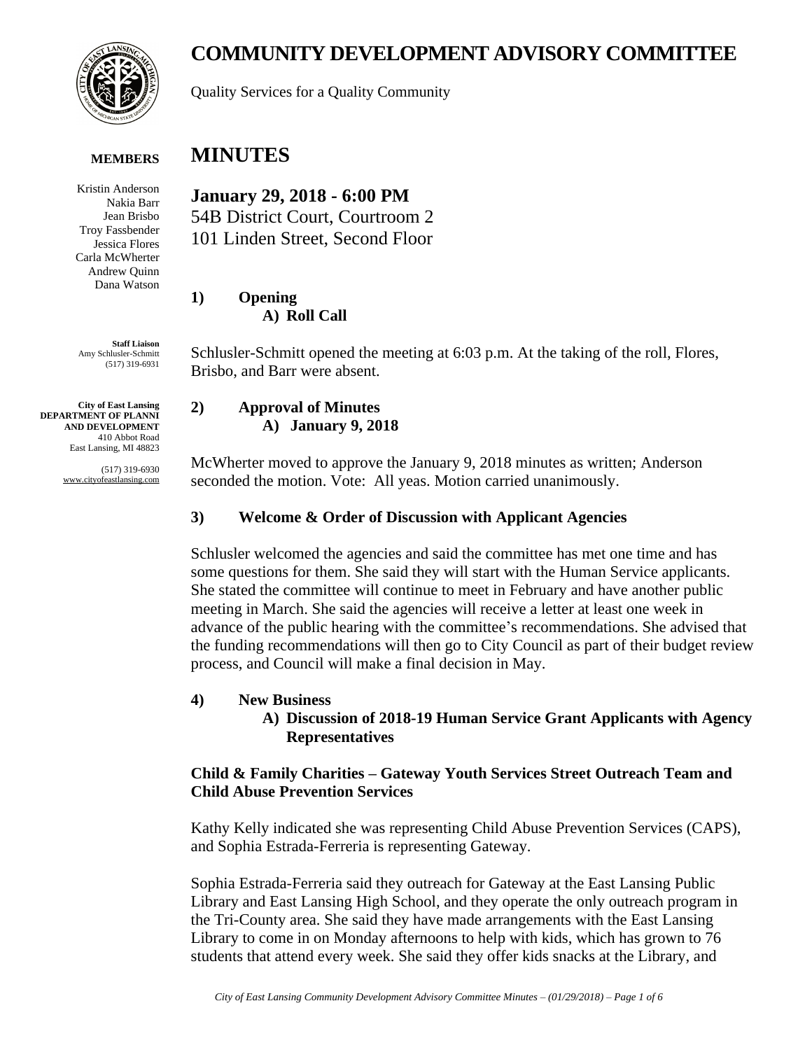# COMMUNITY DEVELOPMENT ADVISORY COMMITTEE

Quality Services for a Quality Community

**MEMBERS**

Kristin Anderson
Nakia Barr
Jean Brisbo
Troy Fassbender
Jessica Flores
Carla McWherter
Andrew Quinn
Dana Watson

**Staff Liaison**
Amy Schlusler-Schmitt
(517) 319-6931

**City of East Lansing**
**DEPARTMENT OF PLANNI AND DEVELOPMENT**
410 Abbot Road
East Lansing, MI 48823

(517) 319-6930
www.cityofeastlansing.com

# MINUTES

**January 29, 2018 - 6:00 PM**
54B District Court, Courtroom 2
101 Linden Street, Second Floor

## 1) Opening

### A) Roll Call

Schlusler-Schmitt opened the meeting at 6:03 p.m. At the taking of the roll, Flores, Brisbo, and Barr were absent.

## 2) Approval of Minutes

### A) January 9, 2018

McWherter moved to approve the January 9, 2018 minutes as written; Anderson seconded the motion. Vote: All yeas. Motion carried unanimously.

## 3) Welcome & Order of Discussion with Applicant Agencies

Schlusler welcomed the agencies and said the committee has met one time and has some questions for them. She said they will start with the Human Service applicants. She stated the committee will continue to meet in February and have another public meeting in March. She said the agencies will receive a letter at least one week in advance of the public hearing with the committee's recommendations. She advised that the funding recommendations will then go to City Council as part of their budget review process, and Council will make a final decision in May.

## 4) New Business

### A) Discussion of 2018-19 Human Service Grant Applicants with Agency Representatives

**Child & Family Charities – Gateway Youth Services Street Outreach Team and Child Abuse Prevention Services**

Kathy Kelly indicated she was representing Child Abuse Prevention Services (CAPS), and Sophia Estrada-Ferreria is representing Gateway.

Sophia Estrada-Ferreria said they outreach for Gateway at the East Lansing Public Library and East Lansing High School, and they operate the only outreach program in the Tri-County area. She said they have made arrangements with the East Lansing Library to come in on Monday afternoons to help with kids, which has grown to 76 students that attend every week. She said they offer kids snacks at the Library, and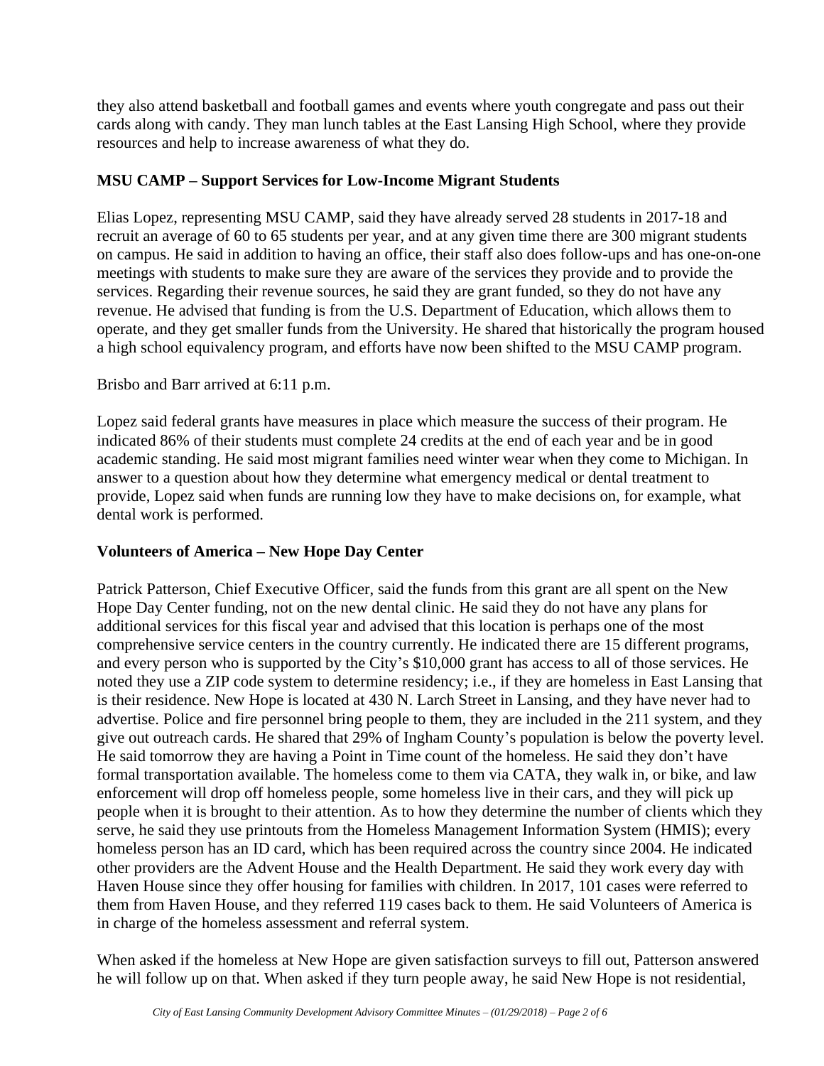they also attend basketball and football games and events where youth congregate and pass out their cards along with candy. They man lunch tables at the East Lansing High School, where they provide resources and help to increase awareness of what they do.

**MSU CAMP – Support Services for Low-Income Migrant Students**

Elias Lopez, representing MSU CAMP, said they have already served 28 students in 2017-18 and recruit an average of 60 to 65 students per year, and at any given time there are 300 migrant students on campus. He said in addition to having an office, their staff also does follow-ups and has one-on-one meetings with students to make sure they are aware of the services they provide and to provide the services. Regarding their revenue sources, he said they are grant funded, so they do not have any revenue. He advised that funding is from the U.S. Department of Education, which allows them to operate, and they get smaller funds from the University. He shared that historically the program housed a high school equivalency program, and efforts have now been shifted to the MSU CAMP program.

Brisbo and Barr arrived at 6:11 p.m.

Lopez said federal grants have measures in place which measure the success of their program. He indicated 86% of their students must complete 24 credits at the end of each year and be in good academic standing. He said most migrant families need winter wear when they come to Michigan. In answer to a question about how they determine what emergency medical or dental treatment to provide, Lopez said when funds are running low they have to make decisions on, for example, what dental work is performed.

**Volunteers of America – New Hope Day Center**

Patrick Patterson, Chief Executive Officer, said the funds from this grant are all spent on the New Hope Day Center funding, not on the new dental clinic. He said they do not have any plans for additional services for this fiscal year and advised that this location is perhaps one of the most comprehensive service centers in the country currently. He indicated there are 15 different programs, and every person who is supported by the City's $10,000 grant has access to all of those services. He noted they use a ZIP code system to determine residency; i.e., if they are homeless in East Lansing that is their residence. New Hope is located at 430 N. Larch Street in Lansing, and they have never had to advertise. Police and fire personnel bring people to them, they are included in the 211 system, and they give out outreach cards. He shared that 29% of Ingham County's population is below the poverty level. He said tomorrow they are having a Point in Time count of the homeless. He said they don't have formal transportation available. The homeless come to them via CATA, they walk in, or bike, and law enforcement will drop off homeless people, some homeless live in their cars, and they will pick up people when it is brought to their attention. As to how they determine the number of clients which they serve, he said they use printouts from the Homeless Management Information System (HMIS); every homeless person has an ID card, which has been required across the country since 2004. He indicated other providers are the Advent House and the Health Department. He said they work every day with Haven House since they offer housing for families with children. In 2017, 101 cases were referred to them from Haven House, and they referred 119 cases back to them. He said Volunteers of America is in charge of the homeless assessment and referral system.

When asked if the homeless at New Hope are given satisfaction surveys to fill out, Patterson answered he will follow up on that. When asked if they turn people away, he said New Hope is not residential,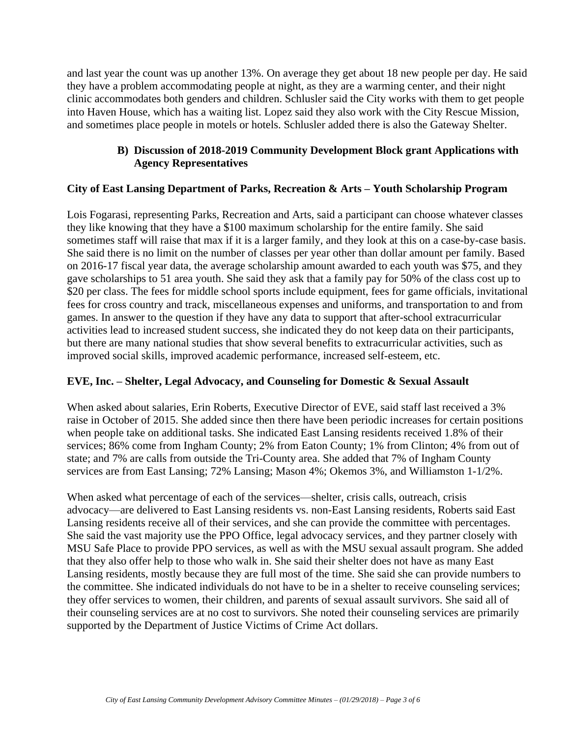and last year the count was up another 13%. On average they get about 18 new people per day. He said they have a problem accommodating people at night, as they are a warming center, and their night clinic accommodates both genders and children. Schlusler said the City works with them to get people into Haven House, which has a waiting list. Lopez said they also work with the City Rescue Mission, and sometimes place people in motels or hotels. Schlusler added there is also the Gateway Shelter.

### B) Discussion of 2018-2019 Community Development Block grant Applications with Agency Representatives

**City of East Lansing Department of Parks, Recreation & Arts – Youth Scholarship Program**

Lois Fogarasi, representing Parks, Recreation and Arts, said a participant can choose whatever classes they like knowing that they have a $100 maximum scholarship for the entire family. She said sometimes staff will raise that max if it is a larger family, and they look at this on a case-by-case basis. She said there is no limit on the number of classes per year other than dollar amount per family. Based on 2016-17 fiscal year data, the average scholarship amount awarded to each youth was $75, and they gave scholarships to 51 area youth. She said they ask that a family pay for 50% of the class cost up to $20 per class. The fees for middle school sports include equipment, fees for game officials, invitational fees for cross country and track, miscellaneous expenses and uniforms, and transportation to and from games. In answer to the question if they have any data to support that after-school extracurricular activities lead to increased student success, she indicated they do not keep data on their participants, but there are many national studies that show several benefits to extracurricular activities, such as improved social skills, improved academic performance, increased self-esteem, etc.

**EVE, Inc. – Shelter, Legal Advocacy, and Counseling for Domestic & Sexual Assault**

When asked about salaries, Erin Roberts, Executive Director of EVE, said staff last received a 3% raise in October of 2015. She added since then there have been periodic increases for certain positions when people take on additional tasks. She indicated East Lansing residents received 1.8% of their services; 86% come from Ingham County; 2% from Eaton County; 1% from Clinton; 4% from out of state; and 7% are calls from outside the Tri-County area. She added that 7% of Ingham County services are from East Lansing; 72% Lansing; Mason 4%; Okemos 3%, and Williamston 1-1/2%.

When asked what percentage of each of the services—shelter, crisis calls, outreach, crisis advocacy—are delivered to East Lansing residents vs. non-East Lansing residents, Roberts said East Lansing residents receive all of their services, and she can provide the committee with percentages. She said the vast majority use the PPO Office, legal advocacy services, and they partner closely with MSU Safe Place to provide PPO services, as well as with the MSU sexual assault program. She added that they also offer help to those who walk in. She said their shelter does not have as many East Lansing residents, mostly because they are full most of the time. She said she can provide numbers to the committee. She indicated individuals do not have to be in a shelter to receive counseling services; they offer services to women, their children, and parents of sexual assault survivors. She said all of their counseling services are at no cost to survivors. She noted their counseling services are primarily supported by the Department of Justice Victims of Crime Act dollars.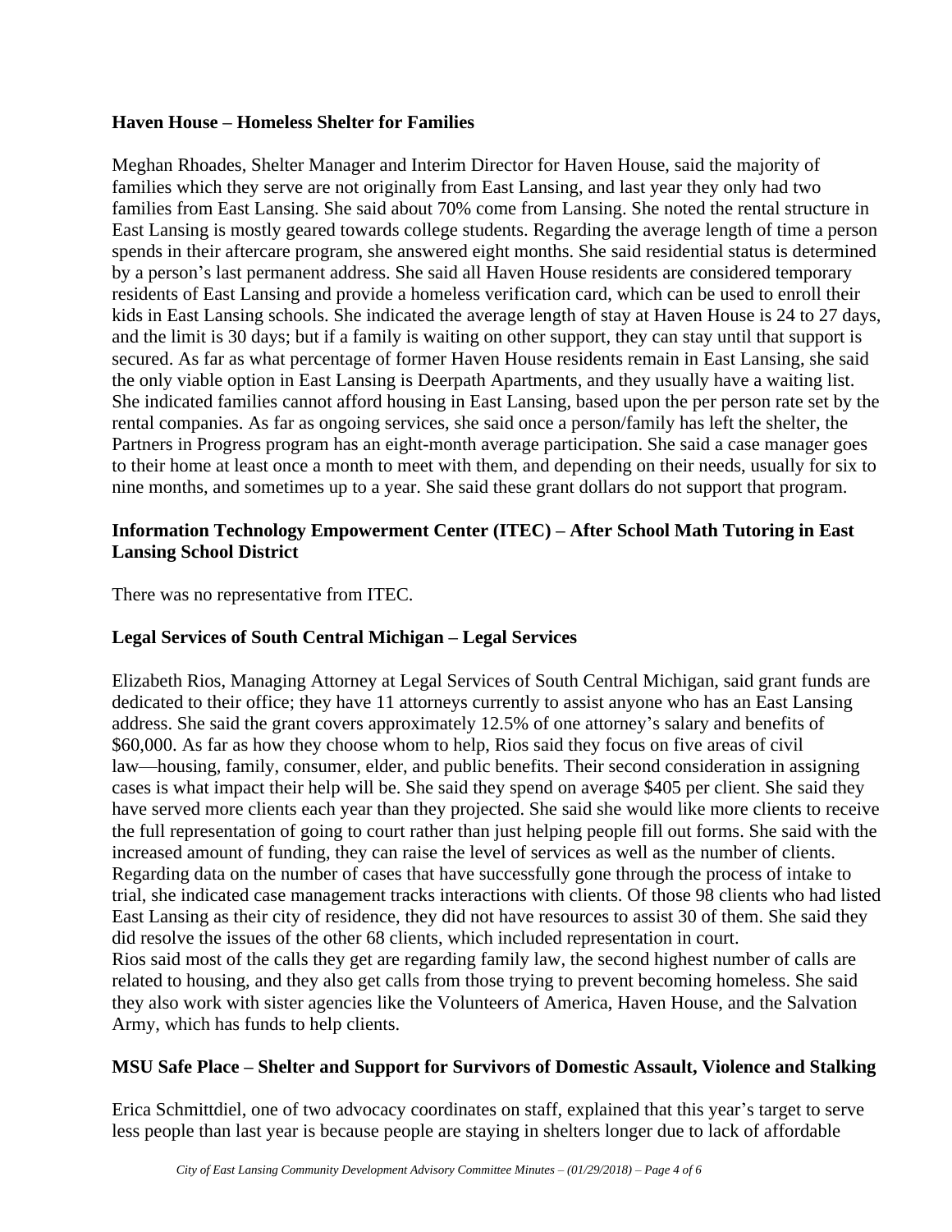**Haven House – Homeless Shelter for Families**

Meghan Rhoades, Shelter Manager and Interim Director for Haven House, said the majority of families which they serve are not originally from East Lansing, and last year they only had two families from East Lansing. She said about 70% come from Lansing. She noted the rental structure in East Lansing is mostly geared towards college students. Regarding the average length of time a person spends in their aftercare program, she answered eight months. She said residential status is determined by a person's last permanent address. She said all Haven House residents are considered temporary residents of East Lansing and provide a homeless verification card, which can be used to enroll their kids in East Lansing schools. She indicated the average length of stay at Haven House is 24 to 27 days, and the limit is 30 days; but if a family is waiting on other support, they can stay until that support is secured. As far as what percentage of former Haven House residents remain in East Lansing, she said the only viable option in East Lansing is Deerpath Apartments, and they usually have a waiting list. She indicated families cannot afford housing in East Lansing, based upon the per person rate set by the rental companies. As far as ongoing services, she said once a person/family has left the shelter, the Partners in Progress program has an eight-month average participation. She said a case manager goes to their home at least once a month to meet with them, and depending on their needs, usually for six to nine months, and sometimes up to a year. She said these grant dollars do not support that program.

**Information Technology Empowerment Center (ITEC) – After School Math Tutoring in East Lansing School District**

There was no representative from ITEC.

**Legal Services of South Central Michigan – Legal Services**

Elizabeth Rios, Managing Attorney at Legal Services of South Central Michigan, said grant funds are dedicated to their office; they have 11 attorneys currently to assist anyone who has an East Lansing address. She said the grant covers approximately 12.5% of one attorney's salary and benefits of $60,000. As far as how they choose whom to help, Rios said they focus on five areas of civil law—housing, family, consumer, elder, and public benefits. Their second consideration in assigning cases is what impact their help will be. She said they spend on average $405 per client. She said they have served more clients each year than they projected. She said she would like more clients to receive the full representation of going to court rather than just helping people fill out forms. She said with the increased amount of funding, they can raise the level of services as well as the number of clients. Regarding data on the number of cases that have successfully gone through the process of intake to trial, she indicated case management tracks interactions with clients. Of those 98 clients who had listed East Lansing as their city of residence, they did not have resources to assist 30 of them. She said they did resolve the issues of the other 68 clients, which included representation in court.
Rios said most of the calls they get are regarding family law, the second highest number of calls are related to housing, and they also get calls from those trying to prevent becoming homeless. She said they also work with sister agencies like the Volunteers of America, Haven House, and the Salvation Army, which has funds to help clients.

**MSU Safe Place – Shelter and Support for Survivors of Domestic Assault, Violence and Stalking**

Erica Schmittdiel, one of two advocacy coordinates on staff, explained that this year's target to serve less people than last year is because people are staying in shelters longer due to lack of affordable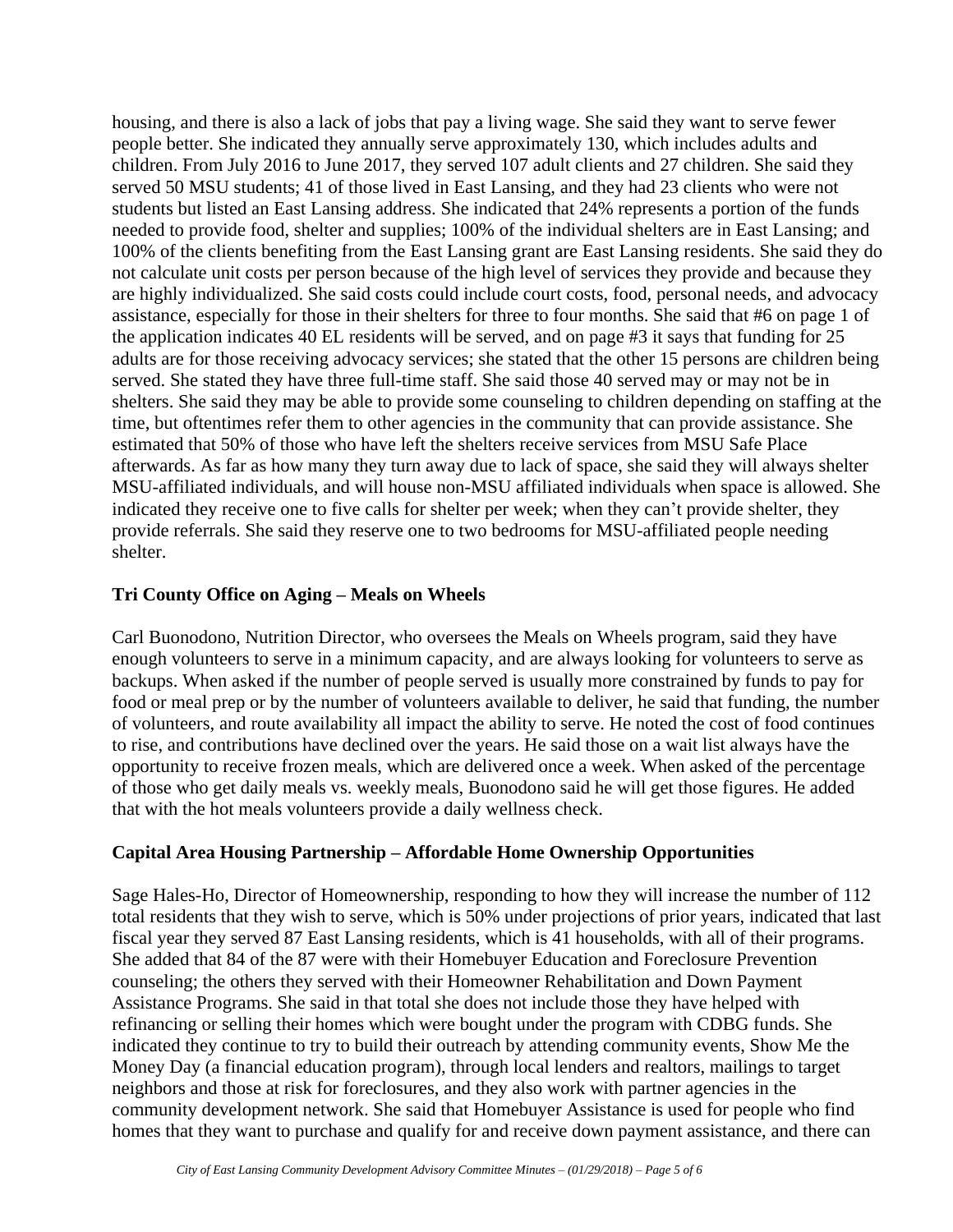housing, and there is also a lack of jobs that pay a living wage. She said they want to serve fewer people better. She indicated they annually serve approximately 130, which includes adults and children. From July 2016 to June 2017, they served 107 adult clients and 27 children. She said they served 50 MSU students; 41 of those lived in East Lansing, and they had 23 clients who were not students but listed an East Lansing address. She indicated that 24% represents a portion of the funds needed to provide food, shelter and supplies; 100% of the individual shelters are in East Lansing; and 100% of the clients benefiting from the East Lansing grant are East Lansing residents. She said they do not calculate unit costs per person because of the high level of services they provide and because they are highly individualized. She said costs could include court costs, food, personal needs, and advocacy assistance, especially for those in their shelters for three to four months. She said that #6 on page 1 of the application indicates 40 EL residents will be served, and on page #3 it says that funding for 25 adults are for those receiving advocacy services; she stated that the other 15 persons are children being served. She stated they have three full-time staff. She said those 40 served may or may not be in shelters. She said they may be able to provide some counseling to children depending on staffing at the time, but oftentimes refer them to other agencies in the community that can provide assistance. She estimated that 50% of those who have left the shelters receive services from MSU Safe Place afterwards. As far as how many they turn away due to lack of space, she said they will always shelter MSU-affiliated individuals, and will house non-MSU affiliated individuals when space is allowed. She indicated they receive one to five calls for shelter per week; when they can't provide shelter, they provide referrals. She said they reserve one to two bedrooms for MSU-affiliated people needing shelter.

**Tri County Office on Aging – Meals on Wheels**

Carl Buonodono, Nutrition Director, who oversees the Meals on Wheels program, said they have enough volunteers to serve in a minimum capacity, and are always looking for volunteers to serve as backups. When asked if the number of people served is usually more constrained by funds to pay for food or meal prep or by the number of volunteers available to deliver, he said that funding, the number of volunteers, and route availability all impact the ability to serve. He noted the cost of food continues to rise, and contributions have declined over the years. He said those on a wait list always have the opportunity to receive frozen meals, which are delivered once a week. When asked of the percentage of those who get daily meals vs. weekly meals, Buonodono said he will get those figures. He added that with the hot meals volunteers provide a daily wellness check.

**Capital Area Housing Partnership – Affordable Home Ownership Opportunities**

Sage Hales-Ho, Director of Homeownership, responding to how they will increase the number of 112 total residents that they wish to serve, which is 50% under projections of prior years, indicated that last fiscal year they served 87 East Lansing residents, which is 41 households, with all of their programs. She added that 84 of the 87 were with their Homebuyer Education and Foreclosure Prevention counseling; the others they served with their Homeowner Rehabilitation and Down Payment Assistance Programs. She said in that total she does not include those they have helped with refinancing or selling their homes which were bought under the program with CDBG funds. She indicated they continue to try to build their outreach by attending community events, Show Me the Money Day (a financial education program), through local lenders and realtors, mailings to target neighbors and those at risk for foreclosures, and they also work with partner agencies in the community development network. She said that Homebuyer Assistance is used for people who find homes that they want to purchase and qualify for and receive down payment assistance, and there can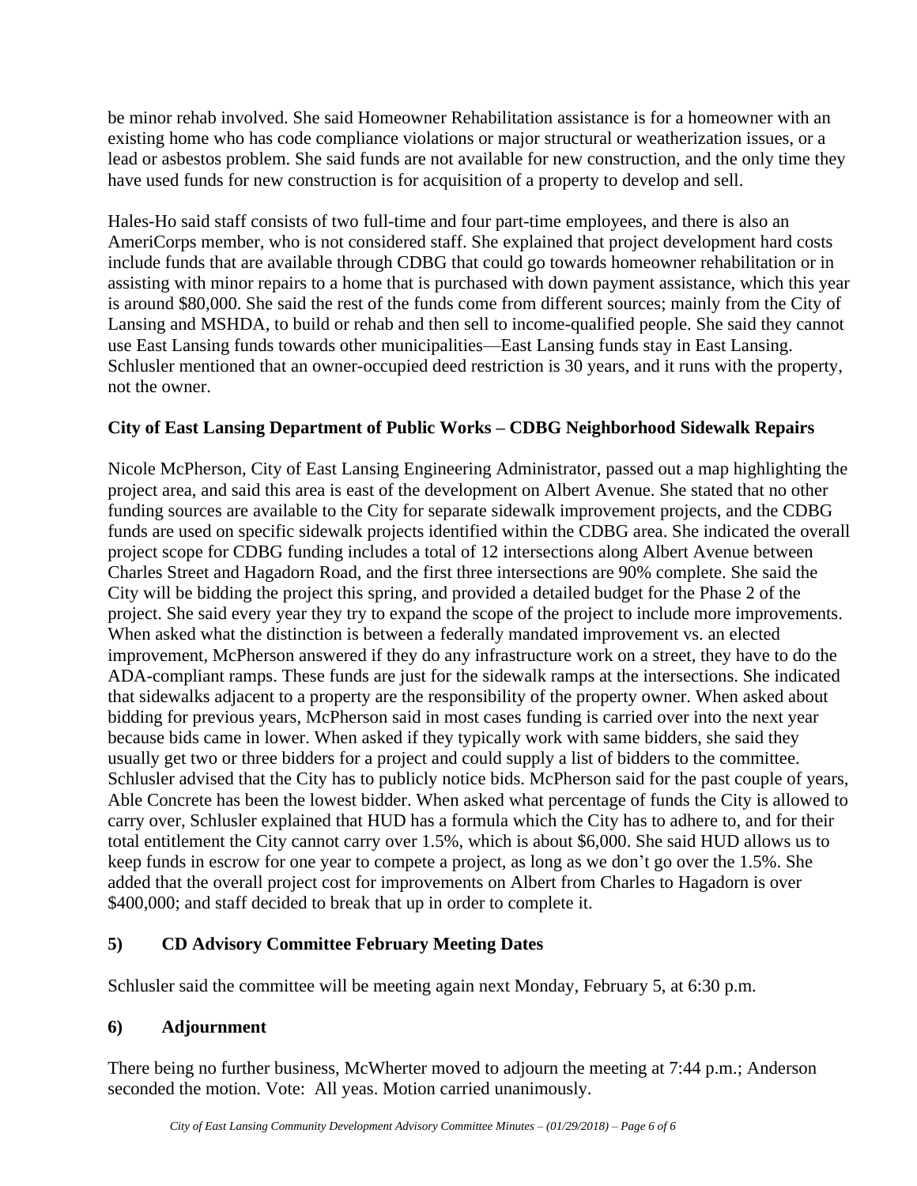be minor rehab involved. She said Homeowner Rehabilitation assistance is for a homeowner with an existing home who has code compliance violations or major structural or weatherization issues, or a lead or asbestos problem. She said funds are not available for new construction, and the only time they have used funds for new construction is for acquisition of a property to develop and sell.

Hales-Ho said staff consists of two full-time and four part-time employees, and there is also an AmeriCorps member, who is not considered staff. She explained that project development hard costs include funds that are available through CDBG that could go towards homeowner rehabilitation or in assisting with minor repairs to a home that is purchased with down payment assistance, which this year is around $80,000. She said the rest of the funds come from different sources; mainly from the City of Lansing and MSHDA, to build or rehab and then sell to income-qualified people. She said they cannot use East Lansing funds towards other municipalities—East Lansing funds stay in East Lansing. Schlusler mentioned that an owner-occupied deed restriction is 30 years, and it runs with the property, not the owner.

**City of East Lansing Department of Public Works – CDBG Neighborhood Sidewalk Repairs**

Nicole McPherson, City of East Lansing Engineering Administrator, passed out a map highlighting the project area, and said this area is east of the development on Albert Avenue. She stated that no other funding sources are available to the City for separate sidewalk improvement projects, and the CDBG funds are used on specific sidewalk projects identified within the CDBG area. She indicated the overall project scope for CDBG funding includes a total of 12 intersections along Albert Avenue between Charles Street and Hagadorn Road, and the first three intersections are 90% complete. She said the City will be bidding the project this spring, and provided a detailed budget for the Phase 2 of the project. She said every year they try to expand the scope of the project to include more improvements. When asked what the distinction is between a federally mandated improvement vs. an elected improvement, McPherson answered if they do any infrastructure work on a street, they have to do the ADA-compliant ramps. These funds are just for the sidewalk ramps at the intersections. She indicated that sidewalks adjacent to a property are the responsibility of the property owner. When asked about bidding for previous years, McPherson said in most cases funding is carried over into the next year because bids came in lower. When asked if they typically work with same bidders, she said they usually get two or three bidders for a project and could supply a list of bidders to the committee. Schlusler advised that the City has to publicly notice bids. McPherson said for the past couple of years, Able Concrete has been the lowest bidder. When asked what percentage of funds the City is allowed to carry over, Schlusler explained that HUD has a formula which the City has to adhere to, and for their total entitlement the City cannot carry over 1.5%, which is about $6,000. She said HUD allows us to keep funds in escrow for one year to compete a project, as long as we don't go over the 1.5%. She added that the overall project cost for improvements on Albert from Charles to Hagadorn is over $400,000; and staff decided to break that up in order to complete it.

## 5) CD Advisory Committee February Meeting Dates

Schlusler said the committee will be meeting again next Monday, February 5, at 6:30 p.m.

## 6) Adjournment

There being no further business, McWherter moved to adjourn the meeting at 7:44 p.m.; Anderson seconded the motion. Vote: All yeas. Motion carried unanimously.